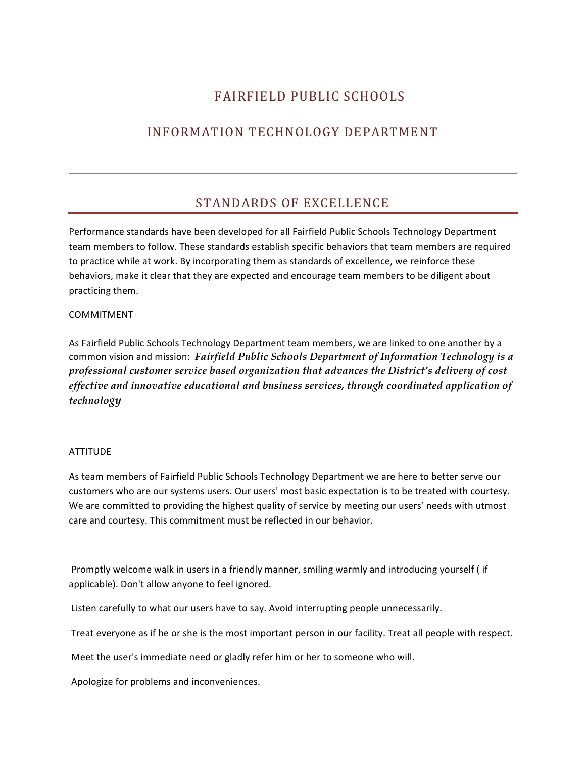# FAIRFIELD PUBLIC SCHOOLS

# INFORMATION TECHNOLOGY DEPARTMENT

---

## STANDARDS OF EXCELLENCE

Performance standards have been developed for all Fairfield Public Schools Technology Department team members to follow. These standards establish specific behaviors that team members are required to practice while at work. By incorporating them as standards of excellence, we reinforce these behaviors, make it clear that they are expected and encourage team members to be diligent about practicing them.

COMMITMENT

As Fairfield Public Schools Technology Department team members, we are linked to one another by a common vision and mission: ***Fairfield Public Schools Department of Information Technology is a professional customer service based organization that advances the District's delivery of cost effective and innovative educational and business services, through coordinated application of technology***

ATTITUDE

As team members of Fairfield Public Schools Technology Department we are here to better serve our customers who are our systems users. Our users' most basic expectation is to be treated with courtesy. We are committed to providing the highest quality of service by meeting our users' needs with utmost care and courtesy. This commitment must be reflected in our behavior.

Promptly welcome walk in users in a friendly manner, smiling warmly and introducing yourself ( if applicable). Don't allow anyone to feel ignored.

Listen carefully to what our users have to say. Avoid interrupting people unnecessarily.

Treat everyone as if he or she is the most important person in our facility. Treat all people with respect.

Meet the user's immediate need or gladly refer him or her to someone who will.

Apologize for problems and inconveniences.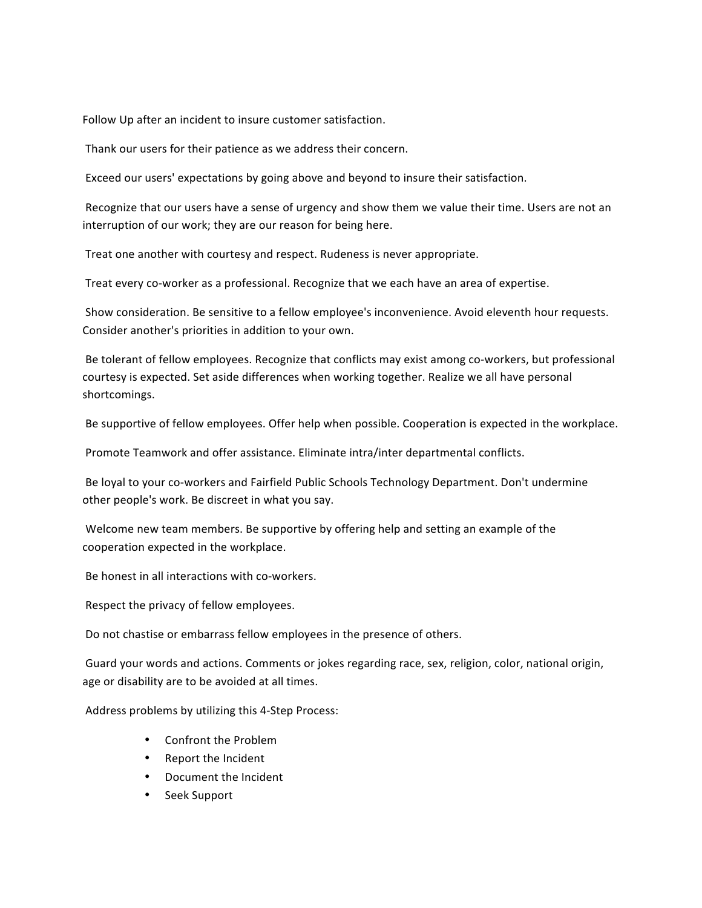Follow Up after an incident to insure customer satisfaction.

Thank our users for their patience as we address their concern.

Exceed our users' expectations by going above and beyond to insure their satisfaction.

Recognize that our users have a sense of urgency and show them we value their time. Users are not an interruption of our work; they are our reason for being here.

Treat one another with courtesy and respect. Rudeness is never appropriate.

Treat every co-worker as a professional. Recognize that we each have an area of expertise.

Show consideration. Be sensitive to a fellow employee's inconvenience. Avoid eleventh hour requests. Consider another's priorities in addition to your own.

Be tolerant of fellow employees. Recognize that conflicts may exist among co-workers, but professional courtesy is expected. Set aside differences when working together. Realize we all have personal shortcomings.

Be supportive of fellow employees. Offer help when possible. Cooperation is expected in the workplace.

Promote Teamwork and offer assistance. Eliminate intra/inter departmental conflicts.

Be loyal to your co-workers and Fairfield Public Schools Technology Department. Don't undermine other people's work. Be discreet in what you say.

Welcome new team members. Be supportive by offering help and setting an example of the cooperation expected in the workplace.

Be honest in all interactions with co-workers.

Respect the privacy of fellow employees.

Do not chastise or embarrass fellow employees in the presence of others.

Guard your words and actions. Comments or jokes regarding race, sex, religion, color, national origin, age or disability are to be avoided at all times.

Address problems by utilizing this 4-Step Process:

- Confront the Problem
- Report the Incident
- Document the Incident
- Seek Support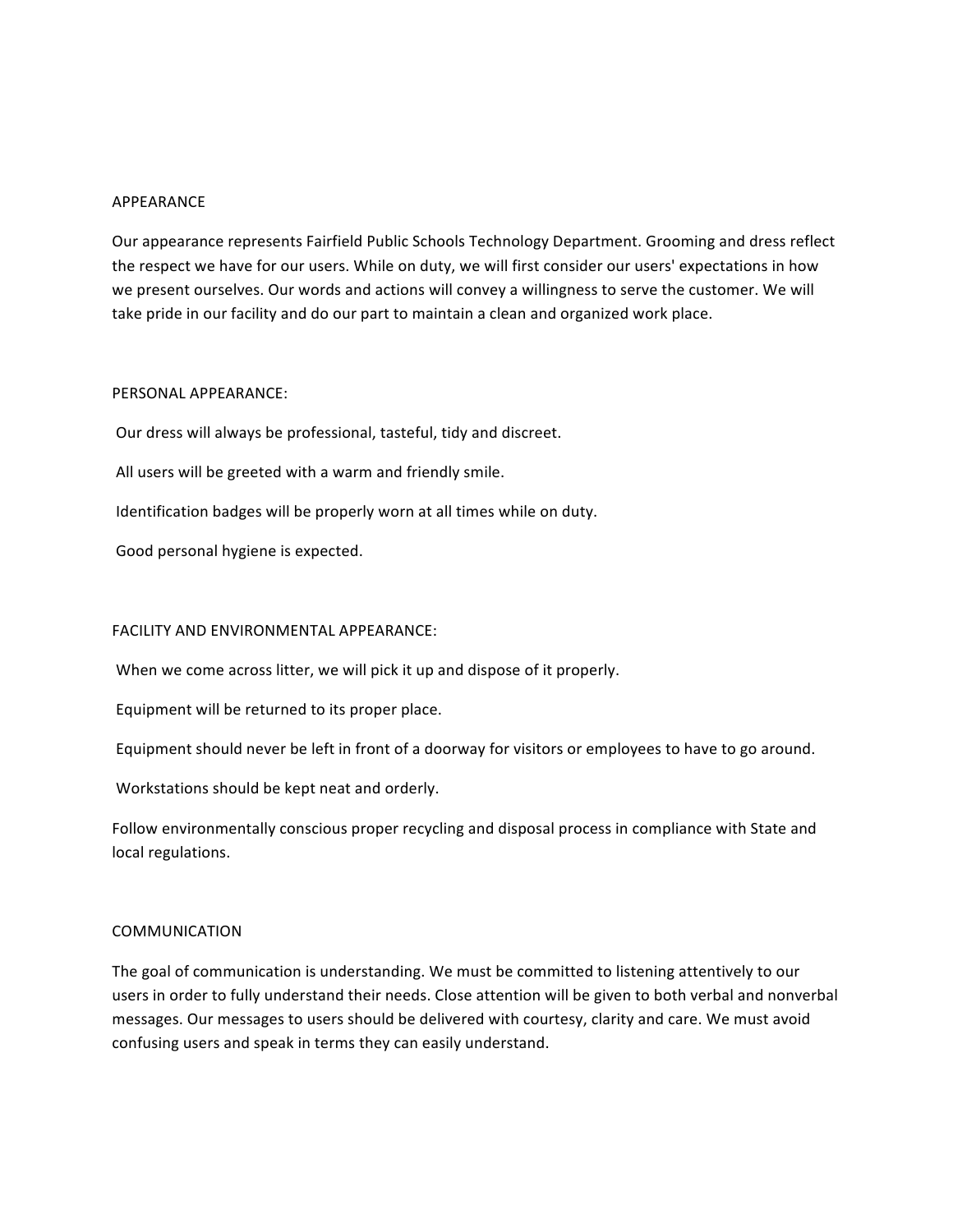## APPEARANCE

Our appearance represents Fairfield Public Schools Technology Department. Grooming and dress reflect the respect we have for our users. While on duty, we will first consider our users' expectations in how we present ourselves. Our words and actions will convey a willingness to serve the customer. We will take pride in our facility and do our part to maintain a clean and organized work place.

### PERSONAL APPEARANCE:

Our dress will always be professional, tasteful, tidy and discreet.

All users will be greeted with a warm and friendly smile.

Identification badges will be properly worn at all times while on duty.

Good personal hygiene is expected.

### FACILITY AND ENVIRONMENTAL APPEARANCE:

When we come across litter, we will pick it up and dispose of it properly.

Equipment will be returned to its proper place.

Equipment should never be left in front of a doorway for visitors or employees to have to go around.

Workstations should be kept neat and orderly.

Follow environmentally conscious proper recycling and disposal process in compliance with State and local regulations.

## COMMUNICATION

The goal of communication is understanding. We must be committed to listening attentively to our users in order to fully understand their needs. Close attention will be given to both verbal and nonverbal messages. Our messages to users should be delivered with courtesy, clarity and care. We must avoid confusing users and speak in terms they can easily understand.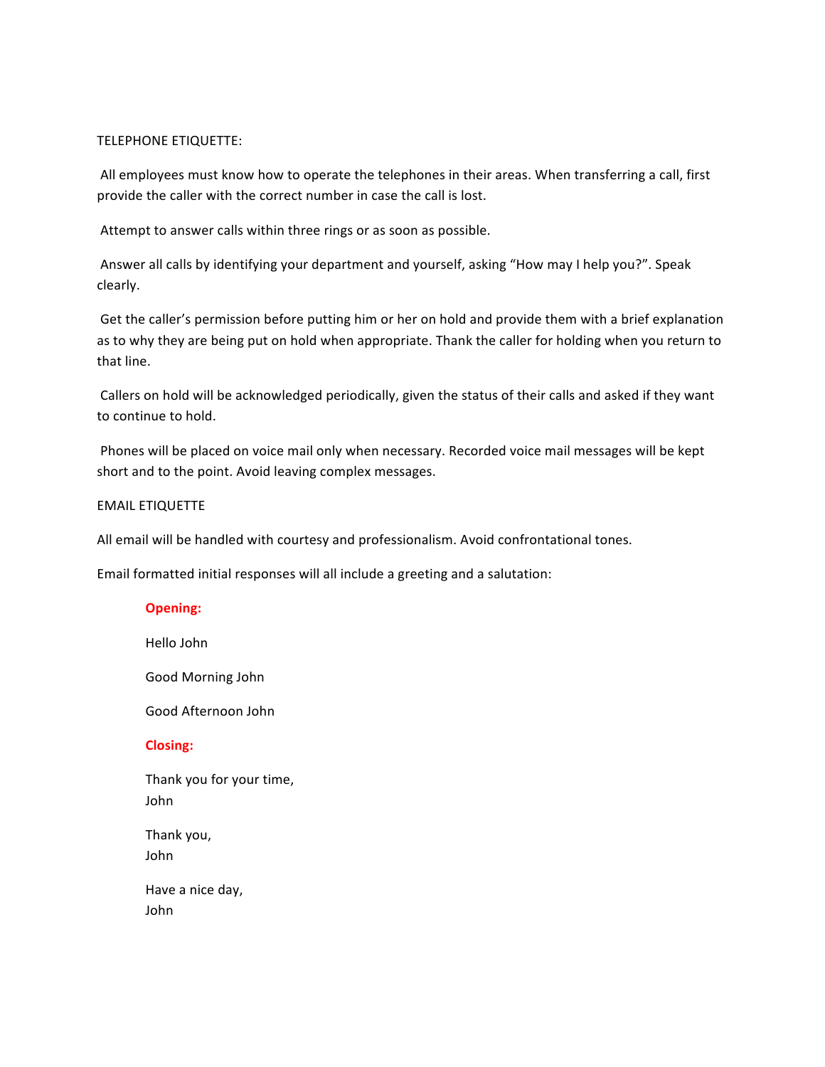TELEPHONE ETIQUETTE:

All employees must know how to operate the telephones in their areas. When transferring a call, first provide the caller with the correct number in case the call is lost.

Attempt to answer calls within three rings or as soon as possible.

Answer all calls by identifying your department and yourself, asking "How may I help you?". Speak clearly.

Get the caller's permission before putting him or her on hold and provide them with a brief explanation as to why they are being put on hold when appropriate. Thank the caller for holding when you return to that line.

Callers on hold will be acknowledged periodically, given the status of their calls and asked if they want to continue to hold.

Phones will be placed on voice mail only when necessary. Recorded voice mail messages will be kept short and to the point. Avoid leaving complex messages.

EMAIL ETIQUETTE

All email will be handled with courtesy and professionalism. Avoid confrontational tones.

Email formatted initial responses will all include a greeting and a salutation:

**Opening:**

Hello John

Good Morning John

Good Afternoon John

**Closing:**

Thank you for your time,
John

Thank you,
John

Have a nice day,
John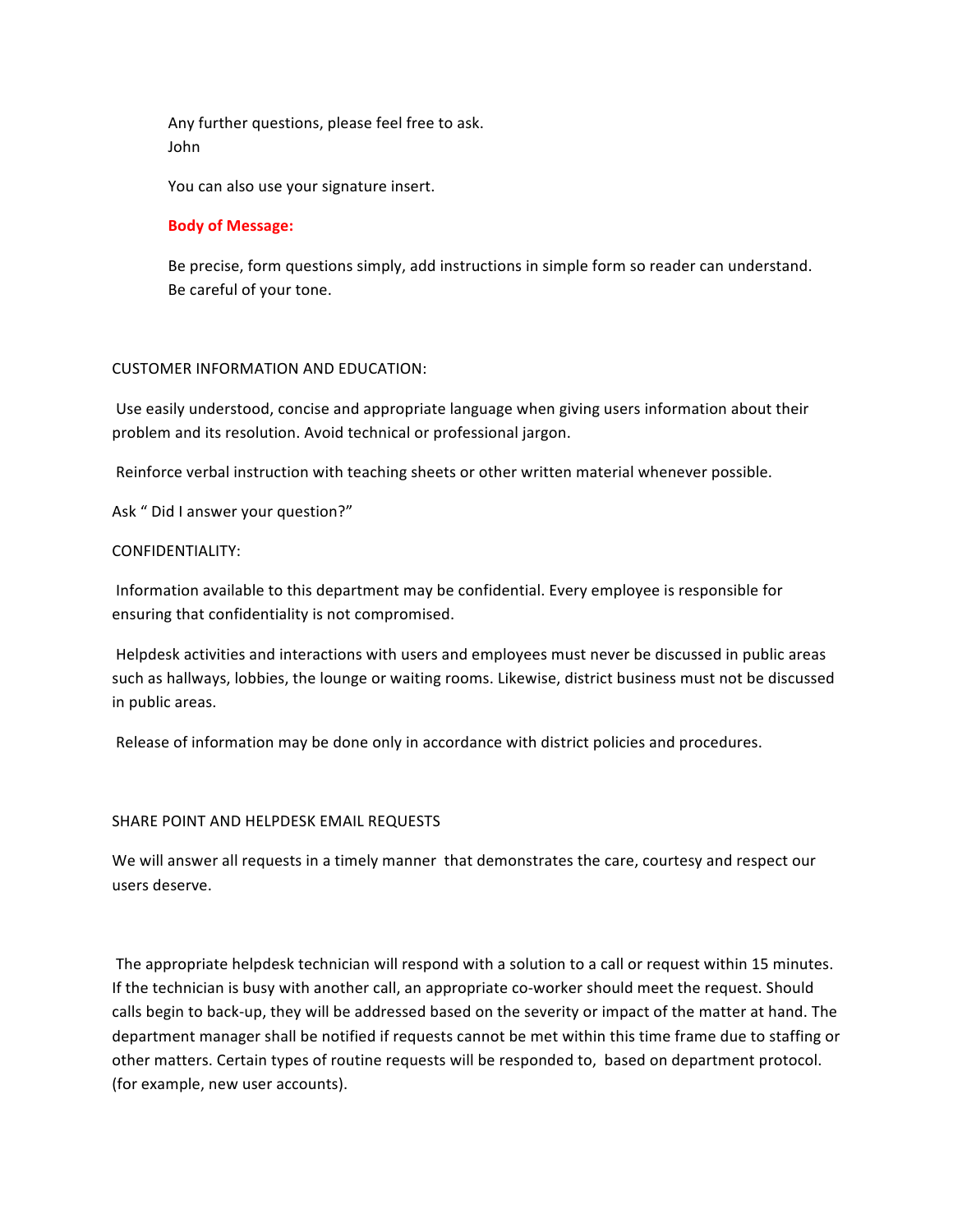Any further questions, please feel free to ask.
John

You can also use your signature insert.

**Body of Message:**

Be precise, form questions simply, add instructions in simple form so reader can understand. Be careful of your tone.

CUSTOMER INFORMATION AND EDUCATION:

Use easily understood, concise and appropriate language when giving users information about their problem and its resolution. Avoid technical or professional jargon.

Reinforce verbal instruction with teaching sheets or other written material whenever possible.

Ask " Did I answer your question?"

CONFIDENTIALITY:

Information available to this department may be confidential. Every employee is responsible for ensuring that confidentiality is not compromised.

Helpdesk activities and interactions with users and employees must never be discussed in public areas such as hallways, lobbies, the lounge or waiting rooms. Likewise, district business must not be discussed in public areas.

Release of information may be done only in accordance with district policies and procedures.

SHARE POINT AND HELPDESK EMAIL REQUESTS

We will answer all requests in a timely manner that demonstrates the care, courtesy and respect our users deserve.

The appropriate helpdesk technician will respond with a solution to a call or request within 15 minutes. If the technician is busy with another call, an appropriate co-worker should meet the request. Should calls begin to back-up, they will be addressed based on the severity or impact of the matter at hand. The department manager shall be notified if requests cannot be met within this time frame due to staffing or other matters. Certain types of routine requests will be responded to, based on department protocol. (for example, new user accounts).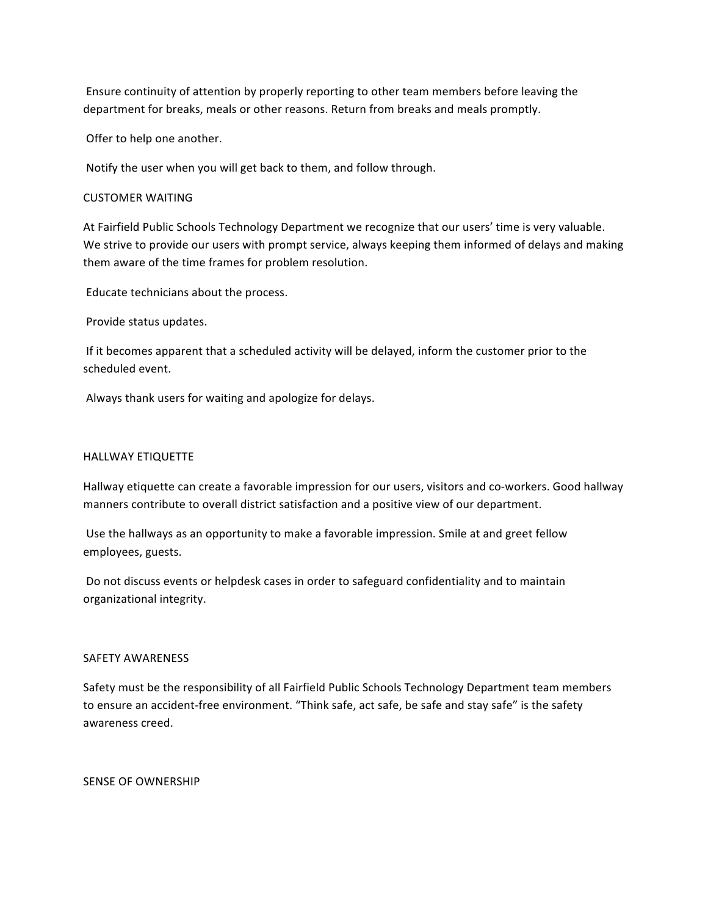Ensure continuity of attention by properly reporting to other team members before leaving the department for breaks, meals or other reasons. Return from breaks and meals promptly.

Offer to help one another.

Notify the user when you will get back to them, and follow through.

## CUSTOMER WAITING

At Fairfield Public Schools Technology Department we recognize that our users' time is very valuable. We strive to provide our users with prompt service, always keeping them informed of delays and making them aware of the time frames for problem resolution.

Educate technicians about the process.

Provide status updates.

If it becomes apparent that a scheduled activity will be delayed, inform the customer prior to the scheduled event.

Always thank users for waiting and apologize for delays.

## HALLWAY ETIQUETTE

Hallway etiquette can create a favorable impression for our users, visitors and co-workers. Good hallway manners contribute to overall district satisfaction and a positive view of our department.

Use the hallways as an opportunity to make a favorable impression. Smile at and greet fellow employees, guests.

Do not discuss events or helpdesk cases in order to safeguard confidentiality and to maintain organizational integrity.

## SAFETY AWARENESS

Safety must be the responsibility of all Fairfield Public Schools Technology Department team members to ensure an accident-free environment. "Think safe, act safe, be safe and stay safe" is the safety awareness creed.

## SENSE OF OWNERSHIP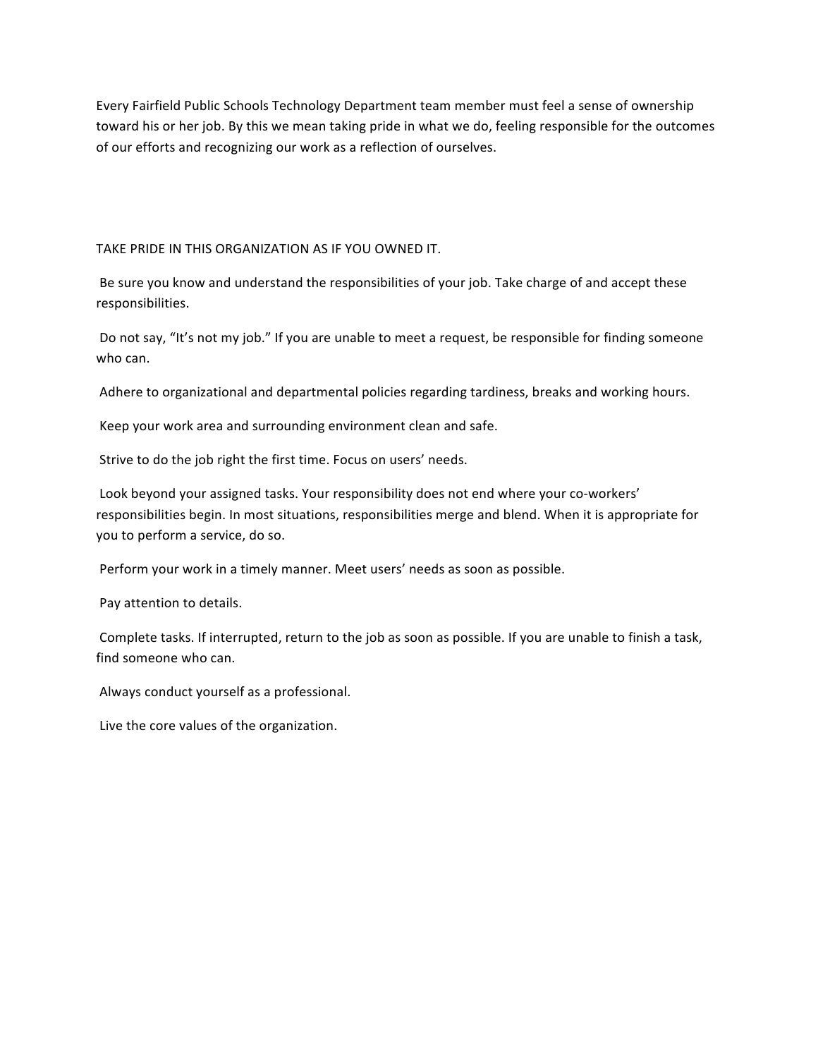Every Fairfield Public Schools Technology Department team member must feel a sense of ownership toward his or her job. By this we mean taking pride in what we do, feeling responsible for the outcomes of our efforts and recognizing our work as a reflection of ourselves.

TAKE PRIDE IN THIS ORGANIZATION AS IF YOU OWNED IT.

Be sure you know and understand the responsibilities of your job. Take charge of and accept these responsibilities.

Do not say, “It’s not my job.” If you are unable to meet a request, be responsible for finding someone who can.

Adhere to organizational and departmental policies regarding tardiness, breaks and working hours.

Keep your work area and surrounding environment clean and safe.

Strive to do the job right the first time. Focus on users’ needs.

Look beyond your assigned tasks. Your responsibility does not end where your co-workers’ responsibilities begin. In most situations, responsibilities merge and blend. When it is appropriate for you to perform a service, do so.

Perform your work in a timely manner. Meet users’ needs as soon as possible.

Pay attention to details.

Complete tasks. If interrupted, return to the job as soon as possible. If you are unable to finish a task, find someone who can.

Always conduct yourself as a professional.

Live the core values of the organization.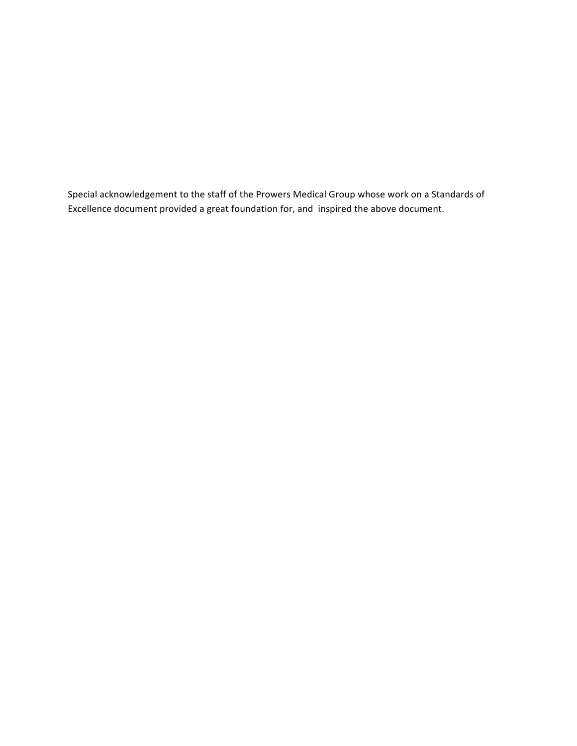Special acknowledgement to the staff of the Prowers Medical Group whose work on a Standards of Excellence document provided a great foundation for, and inspired the above document.